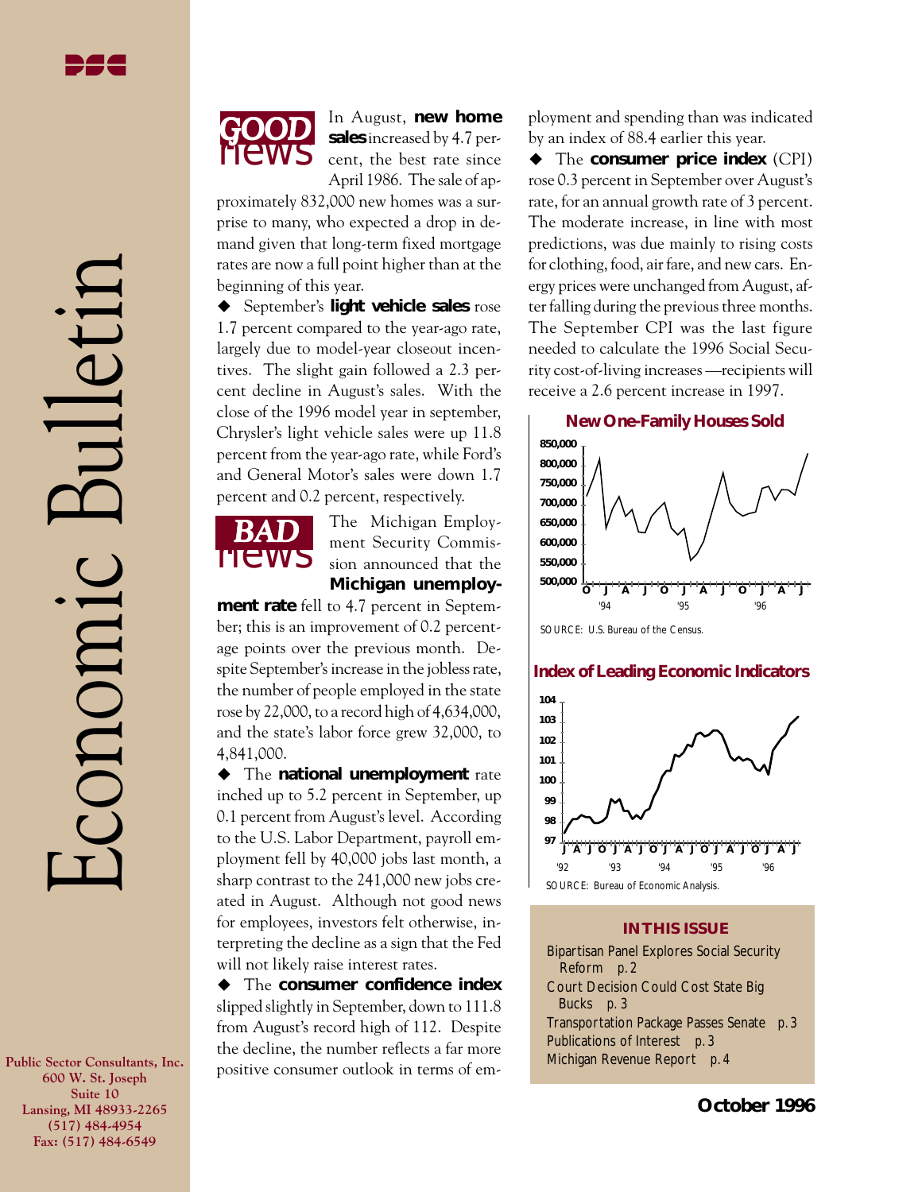# Economic Bulletin

**October 1996**

Public Sector Consultants, Inc.
600 W. St. Joseph
Suite 10
Lansing, MI 48933-2265
(517) 484-4954
Fax: (517) 484-6549

## GOOD news

In August, **new home sales** increased by 4.7 percent, the best rate since April 1986. The sale of approximately 832,000 new homes was a surprise to many, who expected a drop in demand given that long-term fixed mortgage rates are now a full point higher than at the beginning of this year.

◆ September's **light vehicle sales** rose 1.7 percent compared to the year-ago rate, largely due to model-year closeout incentives. The slight gain followed a 2.3 percent decline in August's sales. With the close of the 1996 model year in september, Chrysler's light vehicle sales were up 11.8 percent from the year-ago rate, while Ford's and General Motor's sales were down 1.7 percent and 0.2 percent, respectively.

## BAD news

The Michigan Employment Security Commission announced that the **Michigan unemployment rate** fell to 4.7 percent in September; this is an improvement of 0.2 percentage points over the previous month. Despite September's increase in the jobless rate, the number of people employed in the state rose by 22,000, to a record high of 4,634,000, and the state's labor force grew 32,000, to 4,841,000.

◆ The **national unemployment** rate inched up to 5.2 percent in September, up 0.1 percent from August's level. According to the U.S. Labor Department, payroll employment fell by 40,000 jobs last month, a sharp contrast to the 241,000 new jobs created in August. Although not good news for employees, investors felt otherwise, interpreting the decline as a sign that the Fed will not likely raise interest rates.

◆ The **consumer confidence index** slipped slightly in September, down to 111.8 from August's record high of 112. Despite the decline, the number reflects a far more positive consumer outlook in terms of employment and spending than was indicated by an index of 88.4 earlier this year.

◆ The **consumer price index** (CPI) rose 0.3 percent in September over August's rate, for an annual growth rate of 3 percent. The moderate increase, in line with most predictions, was due mainly to rising costs for clothing, food, air fare, and new cars. Energy prices were unchanged from August, after falling during the previous three months. The September CPI was the last figure needed to calculate the 1996 Social Security cost-of-living increases—recipients will receive a 2.6 percent increase in 1997.

**New One-Family Houses Sold**

SOURCE: U.S. Bureau of the Census.

**Index of Leading Economic Indicators**

SOURCE: Bureau of Economic Analysis.

### IN THIS ISSUE

- Bipartisan Panel Explores Social Security Reform p. 2
- Court Decision Could Cost State Big Bucks p. 3
- Transportation Package Passes Senate p. 3
- Publications of Interest p. 3
- Michigan Revenue Report p. 4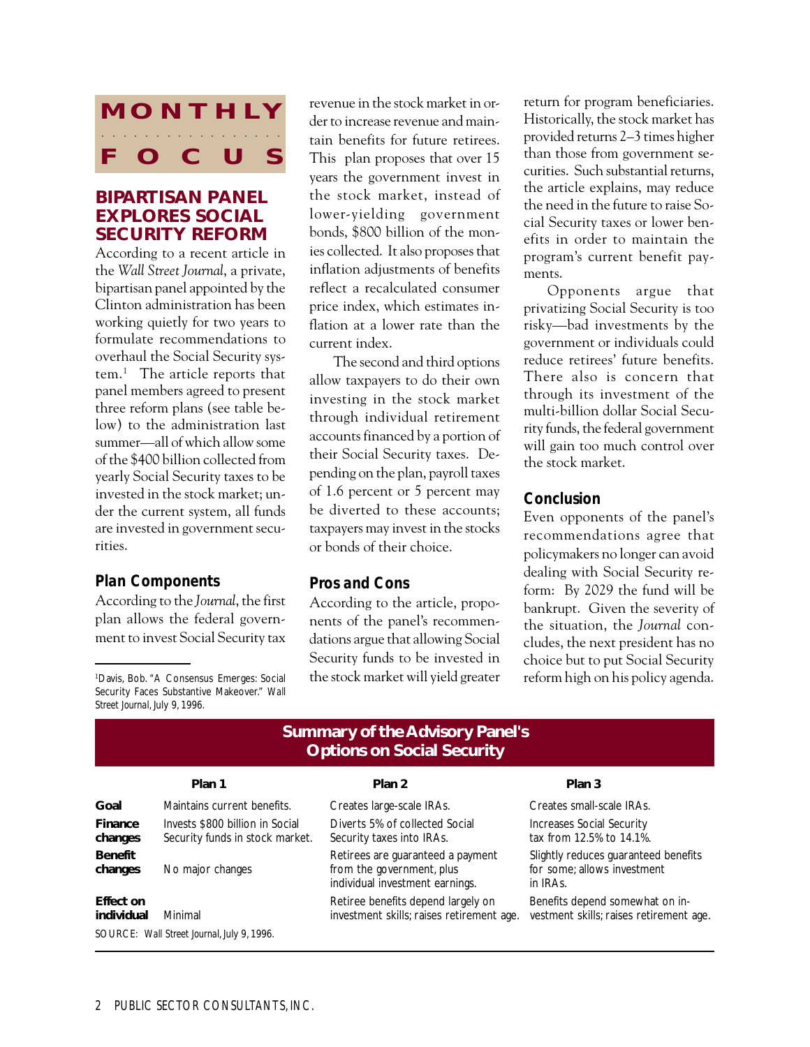# MONTHLY FOCUS

## BIPARTISAN PANEL EXPLORES SOCIAL SECURITY REFORM

According to a recent article in the *Wall Street Journal*, a private, bipartisan panel appointed by the Clinton administration has been working quietly for two years to formulate recommendations to overhaul the Social Security system.[1] The article reports that panel members agreed to present three reform plans (see table below) to the administration last summer—all of which allow some of the $400 billion collected from yearly Social Security taxes to be invested in the stock market; under the current system, all funds are invested in government securities.

### Plan Components

According to the *Journal*, the first plan allows the federal government to invest Social Security tax revenue in the stock market in order to increase revenue and maintain benefits for future retirees. This plan proposes that over 15 years the government invest in the stock market, instead of lower-yielding government bonds, $800 billion of the monies collected. It also proposes that inflation adjustments of benefits reflect a recalculated consumer price index, which estimates inflation at a lower rate than the current index.

The second and third options allow taxpayers to do their own investing in the stock market through individual retirement accounts financed by a portion of their Social Security taxes. Depending on the plan, payroll taxes of 1.6 percent or 5 percent may be diverted to these accounts; taxpayers may invest in the stocks or bonds of their choice.

### Pros and Cons

According to the article, proponents of the panel's recommendations argue that allowing Social Security funds to be invested in the stock market will yield greater return for program beneficiaries. Historically, the stock market has provided returns 2–3 times higher than those from government securities. Such substantial returns, the article explains, may reduce the need in the future to raise Social Security taxes or lower benefits in order to maintain the program's current benefit payments.

Opponents argue that privatizing Social Security is too risky—bad investments by the government or individuals could reduce retirees' future benefits. There also is concern that through its investment of the multi-billion dollar Social Security funds, the federal government will gain too much control over the stock market.

### Conclusion

Even opponents of the panel's recommendations agree that policymakers no longer can avoid dealing with Social Security reform: By 2029 the fund will be bankrupt. Given the severity of the situation, the *Journal* concludes, the next president has no choice but to put Social Security reform high on his policy agenda.

[1] Davis, Bob. "A Consensus Emerges: Social Security Faces Substantive Makeover." *Wall Street Journal*, July 9, 1996.

**Summary of the Advisory Panel's Options on Social Security**

| | Plan 1 | Plan 2 | Plan 3 |
|---|---|---|---|
| **Goal** | Maintains current benefits. | Creates large-scale IRAs. | Creates small-scale IRAs. |
| **Finance changes** | Invests $800 billion in Social Security funds in stock market. | Diverts 5% of collected Social Security taxes into IRAs. | Increases Social Security tax from 12.5% to 14.1%. |
| **Benefit changes** | No major changes | Retirees are guaranteed a payment from the government, plus individual investment earnings. | Slightly reduces guaranteed benefits for some; allows investment in IRAs. |
| **Effect on individual** | Minimal | Retiree benefits depend largely on investment skills; raises retirement age. | Benefits depend somewhat on investment skills; raises retirement age. |

SOURCE: *Wall Street Journal*, July 9, 1996.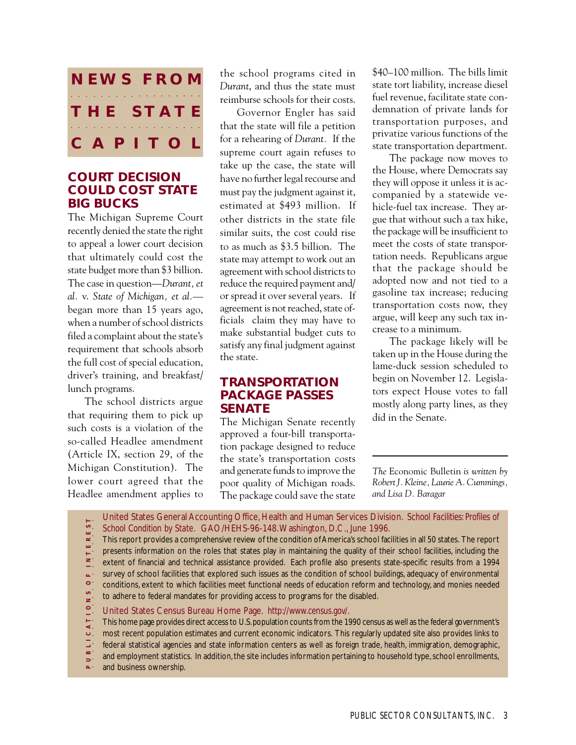# NEWS FROM THE STATE CAPITOL

## COURT DECISION COULD COST STATE BIG BUCKS

The Michigan Supreme Court recently denied the state the right to appeal a lower court decision that ultimately could cost the state budget more than $3 billion. The case in question—*Durant, et al.* v. *State of Michigan, et al.*—began more than 15 years ago, when a number of school districts filed a complaint about the state's requirement that schools absorb the full cost of special education, driver's training, and breakfast/lunch programs.

The school districts argue that requiring them to pick up such costs is a violation of the so-called Headlee amendment (Article IX, section 29, of the Michigan Constitution). The lower court agreed that the Headlee amendment applies to the school programs cited in *Durant*, and thus the state must reimburse schools for their costs.

Governor Engler has said that the state will file a petition for a rehearing of *Durant.* If the supreme court again refuses to take up the case, the state will have no further legal recourse and must pay the judgment against it, estimated at $493 million. If other districts in the state file similar suits, the cost could rise to as much as $3.5 billion. The state may attempt to work out an agreement with school districts to reduce the required payment and/or spread it over several years. If agreement is not reached, state officials claim they may have to make substantial budget cuts to satisfy any final judgment against the state.

## TRANSPORTATION PACKAGE PASSES SENATE

The Michigan Senate recently approved a four-bill transportation package designed to reduce the state's transportation costs and generate funds to improve the poor quality of Michigan roads. The package could save the state $40–100 million. The bills limit state tort liability, increase diesel fuel revenue, facilitate state condemnation of private lands for transportation purposes, and privatize various functions of the state transportation department.

The package now moves to the House, where Democrats say they will oppose it unless it is accompanied by a statewide vehicle-fuel tax increase. They argue that without such a tax hike, the package will be insufficient to meet the costs of state transportation needs. Republicans argue that the package should be adopted now and not tied to a gasoline tax increase; reducing transportation costs now, they argue, will keep any such tax increase to a minimum.

The package likely will be taken up in the House during the lame-duck session scheduled to begin on November 12. Legislators expect House votes to fall mostly along party lines, as they did in the Senate.

---

*The* Economic Bulletin *is written by Robert J. Kleine, Laurie A. Cummings, and Lisa D. Baragar*

## PUBLICATIONS OF INTEREST

United States General Accounting Office, Health and Human Services Division. *School Facilities: Profiles of School Condition by State.* GAO/HEHS-96-148. Washington, D.C., June 1996.

This report provides a comprehensive review of the condition of America's school facilities in all 50 states. The report presents information on the roles that states play in maintaining the quality of their school facilities, including the extent of financial and technical assistance provided. Each profile also presents state-specific results from a 1994 survey of school facilities that explored such issues as the condition of school buildings, adequacy of environmental conditions, extent to which facilities meet functional needs of education reform and technology, and monies needed to adhere to federal mandates for providing access to programs for the disabled.

United States Census Bureau Home Page. http://www.census.gov/.

This home page provides direct access to U.S. population counts from the 1990 census as well as the federal government's most recent population estimates and current economic indicators. This regularly updated site also provides links to federal statistical agencies and state information centers as well as foreign trade, health, immigration, demographic, and employment statistics. In addition, the site includes information pertaining to household type, school enrollments, and business ownership.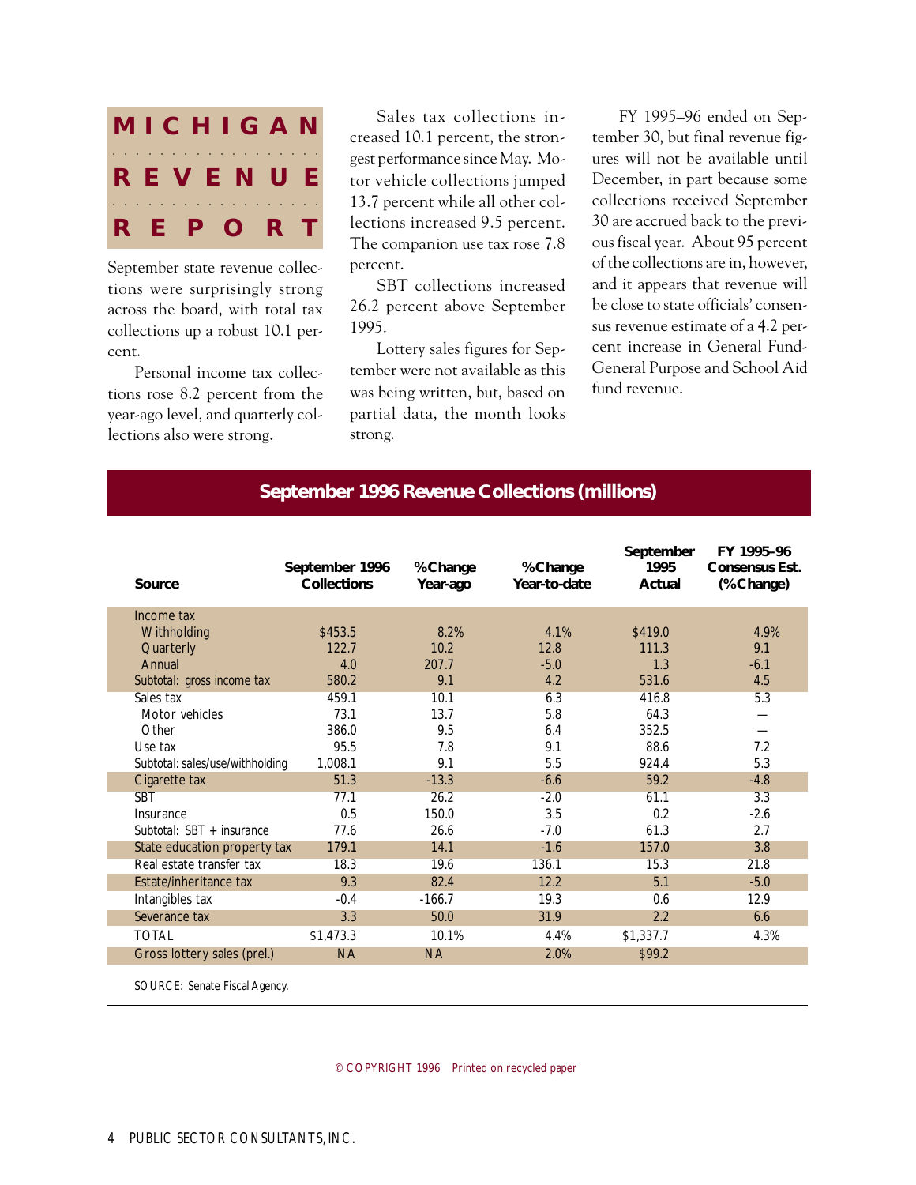# MICHIGAN REVENUE REPORT

September state revenue collections were surprisingly strong across the board, with total tax collections up a robust 10.1 percent.

Personal income tax collections rose 8.2 percent from the year-ago level, and quarterly collections also were strong.

Sales tax collections increased 10.1 percent, the strongest performance since May. Motor vehicle collections jumped 13.7 percent while all other collections increased 9.5 percent. The companion use tax rose 7.8 percent.

SBT collections increased 26.2 percent above September 1995.

Lottery sales figures for September were not available as this was being written, but, based on partial data, the month looks strong.

FY 1995–96 ended on September 30, but final revenue figures will not be available until December, in part because some collections received September 30 are accrued back to the previous fiscal year. About 95 percent of the collections are in, however, and it appears that revenue will be close to state officials' consensus revenue estimate of a 4.2 percent increase in General Fund-General Purpose and School Aid fund revenue.

## September 1996 Revenue Collections (millions)

| Source | September 1996 Collections | %Change Year-ago | %Change Year-to-date | September 1995 Actual | FY 1995–96 Consensus Est. (%Change) |
|---|---|---|---|---|---|
| Income tax | | | | | |
| Withholding | $453.5 | 8.2% | 4.1% | $419.0 | 4.9% |
| Quarterly | 122.7 | 10.2 | 12.8 | 111.3 | 9.1 |
| Annual | 4.0 | 207.7 | -5.0 | 1.3 | -6.1 |
| Subtotal: gross income tax | 580.2 | 9.1 | 4.2 | 531.6 | 4.5 |
| Sales tax | 459.1 | 10.1 | 6.3 | 416.8 | 5.3 |
| Motor vehicles | 73.1 | 13.7 | 5.8 | 64.3 | — |
| Other | 386.0 | 9.5 | 6.4 | 352.5 | — |
| Use tax | 95.5 | 7.8 | 9.1 | 88.6 | 7.2 |
| Subtotal: sales/use/withholding | 1,008.1 | 9.1 | 5.5 | 924.4 | 5.3 |
| Cigarette tax | 51.3 | -13.3 | -6.6 | 59.2 | -4.8 |
| SBT | 77.1 | 26.2 | -2.0 | 61.1 | 3.3 |
| Insurance | 0.5 | 150.0 | 3.5 | 0.2 | -2.6 |
| Subtotal: SBT + insurance | 77.6 | 26.6 | -7.0 | 61.3 | 2.7 |
| State education property tax | 179.1 | 14.1 | -1.6 | 157.0 | 3.8 |
| Real estate transfer tax | 18.3 | 19.6 | 136.1 | 15.3 | 21.8 |
| Estate/inheritance tax | 9.3 | 82.4 | 12.2 | 5.1 | -5.0 |
| Intangibles tax | -0.4 | -166.7 | 19.3 | 0.6 | 12.9 |
| Severance tax | 3.3 | 50.0 | 31.9 | 2.2 | 6.6 |
| TOTAL | $1,473.3 | 10.1% | 4.4% | $1,337.7 | 4.3% |
| Gross lottery sales (prel.) | NA | NA | 2.0% | $99.2 | |

SOURCE: Senate Fiscal Agency.

© COPYRIGHT 1996 Printed on recycled paper